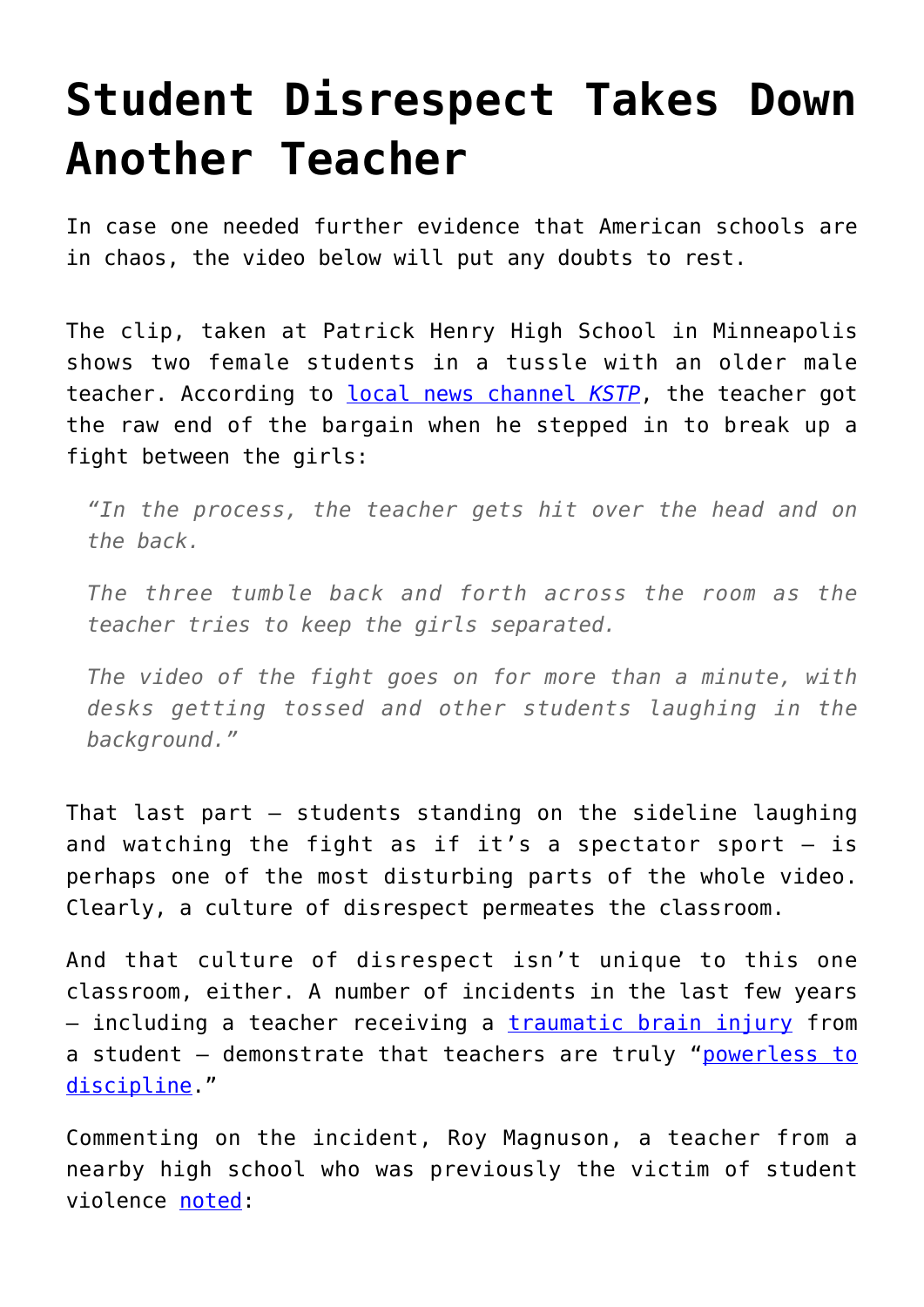# Student Disrespect Takes Down Another Teacher

In case one needed further evidence that American schools are in chaos, the video below will put any doubts to rest.

The clip, taken at Patrick Henry High School in Minneapolis shows two female students in a tussle with an older male teacher. According to [local news channel *KSTP*](), the teacher got the raw end of the bargain when he stepped in to break up a fight between the girls:

> *"In the process, the teacher gets hit over the head and on the back.*
>
> *The three tumble back and forth across the room as the teacher tries to keep the girls separated.*
>
> *The video of the fight goes on for more than a minute, with desks getting tossed and other students laughing in the background."*

That last part – students standing on the sideline laughing and watching the fight as if it's a spectator sport – is perhaps one of the most disturbing parts of the whole video. Clearly, a culture of disrespect permeates the classroom.

And that culture of disrespect isn't unique to this one classroom, either. A number of incidents in the last few years – including a teacher receiving a [traumatic brain injury]() from a student – demonstrate that teachers are truly "[powerless to discipline]()."

Commenting on the incident, Roy Magnuson, a teacher from a nearby high school who was previously the victim of student violence [noted]():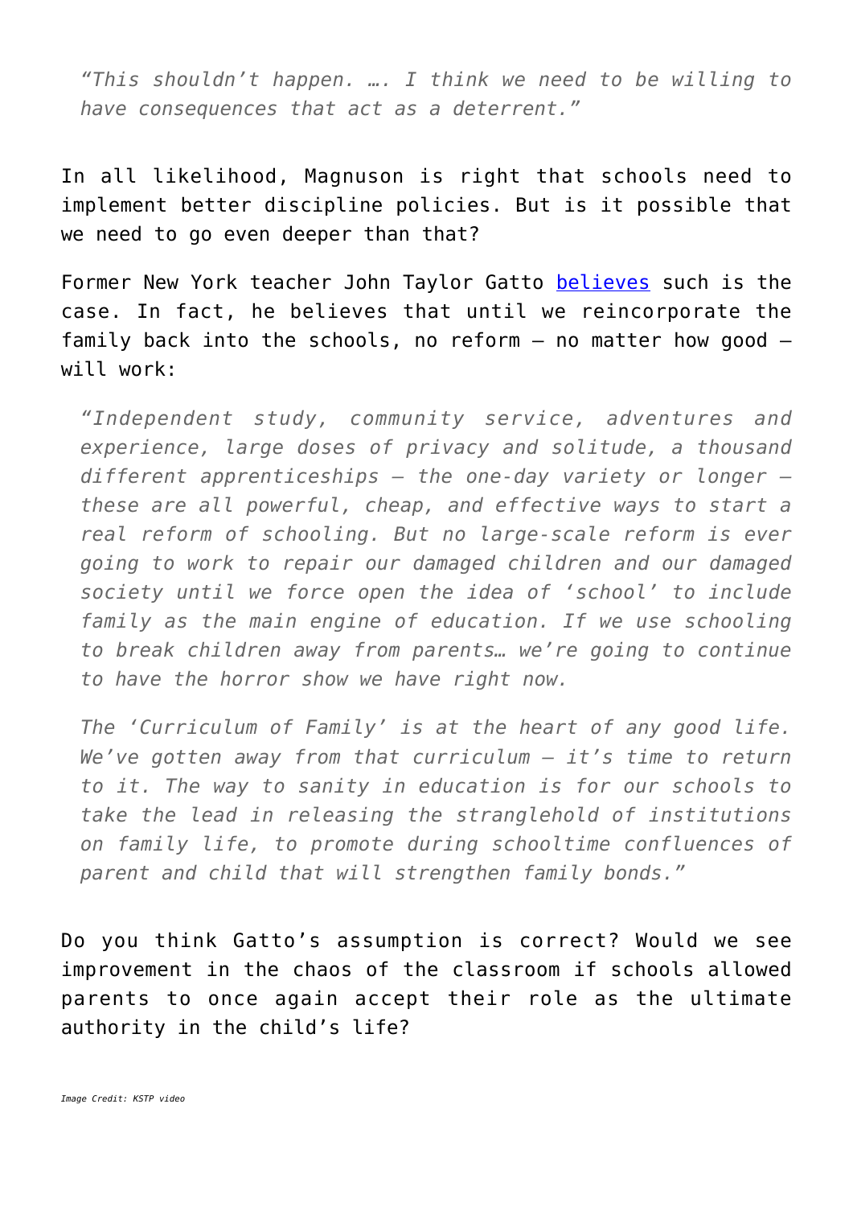> *"This shouldn't happen. …. I think we need to be willing to have consequences that act as a deterrent."*

In all likelihood, Magnuson is right that schools need to implement better discipline policies. But is it possible that we need to go even deeper than that?

Former New York teacher John Taylor Gatto believes such is the case. In fact, he believes that until we reincorporate the family back into the schools, no reform – no matter how good – will work:

> *"Independent study, community service, adventures and experience, large doses of privacy and solitude, a thousand different apprenticeships – the one-day variety or longer – these are all powerful, cheap, and effective ways to start a real reform of schooling. But no large-scale reform is ever going to work to repair our damaged children and our damaged society until we force open the idea of 'school' to include family as the main engine of education. If we use schooling to break children away from parents… we're going to continue to have the horror show we have right now.*
>
> *The 'Curriculum of Family' is at the heart of any good life. We've gotten away from that curriculum – it's time to return to it. The way to sanity in education is for our schools to take the lead in releasing the stranglehold of institutions on family life, to promote during schooltime confluences of parent and child that will strengthen family bonds."*

Do you think Gatto's assumption is correct? Would we see improvement in the chaos of the classroom if schools allowed parents to once again accept their role as the ultimate authority in the child's life?

*Image Credit: KSTP video*